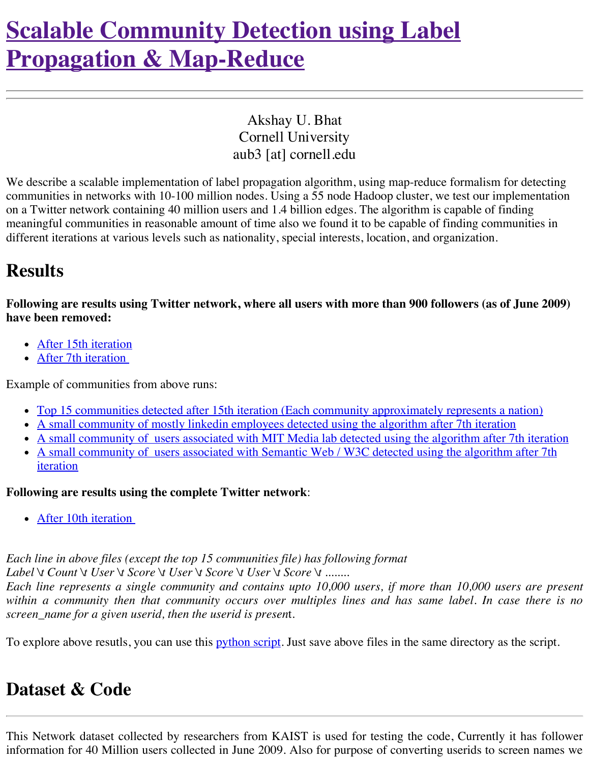# Scalable Community Detection using Label Propagation & Map-Reduce

---

Akshay U. Bhat
Cornell University
aub3 [at] cornell.edu

We describe a scalable implementation of label propagation algorithm, using map-reduce formalism for detecting communities in networks with 10-100 million nodes. Using a 55 node Hadoop cluster, we test our implementation on a Twitter network containing 40 million users and 1.4 billion edges. The algorithm is capable of finding meaningful communities in reasonable amount of time also we found it to be capable of finding communities in different iterations at various levels such as nationality, special interests, location, and organization.

## Results

**Following are results using Twitter network, where all users with more than 900 followers (as of June 2009) have been removed:**

- After 15th iteration
- After 7th iteration

Example of communities from above runs:

- Top 15 communities detected after 15th iteration (Each community approximately represents a nation)
- A small community of mostly linkedin employees detected using the algorithm after 7th iteration
- A small community of users associated with MIT Media lab detected using the algorithm after 7th iteration
- A small community of users associated with Semantic Web / W3C detected using the algorithm after 7th iteration

**Following are results using the complete Twitter network**:

- After 10th iteration

*Each line in above files (except the top 15 communities file) has following format*
*Label \t Count \t User \t Score \t User \t Score \t User \t Score \t ........*
*Each line represents a single community and contains upto 10,000 users, if more than 10,000 users are present within a community then that community occurs over multiples lines and has same label. In case there is no screen_name for a given userid, then the userid is present.*

To explore above resutls, you can use this python script. Just save above files in the same directory as the script.

## Dataset & Code

---

This Network dataset collected by researchers from KAIST is used for testing the code, Currently it has follower information for 40 Million users collected in June 2009. Also for purpose of converting userids to screen names we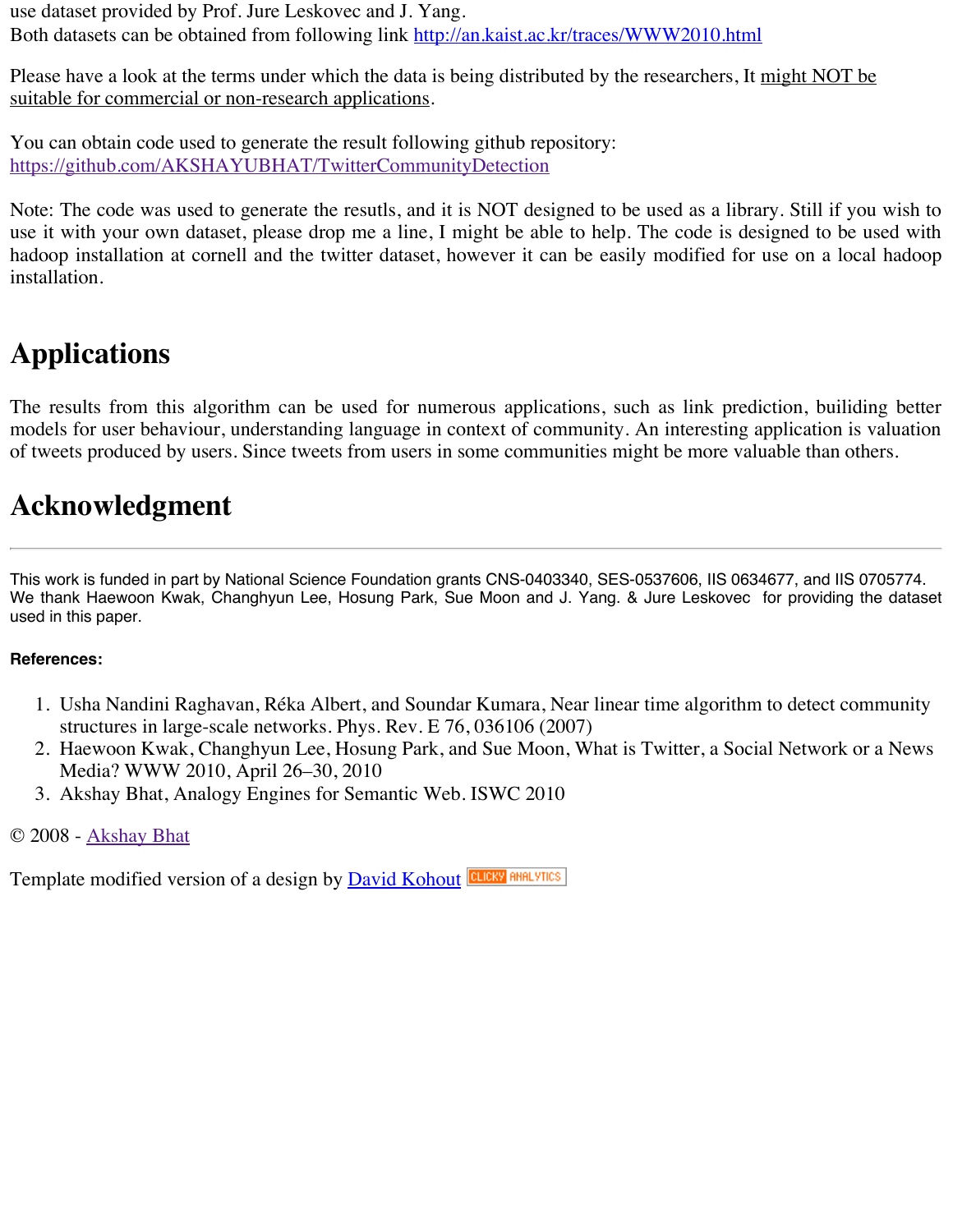use dataset provided by Prof. Jure Leskovec and J. Yang.
Both datasets can be obtained from following link [http://an.kaist.ac.kr/traces/WWW2010.html](http://an.kaist.ac.kr/traces/WWW2010.html)

Please have a look at the terms under which the data is being distributed by the researchers, It might NOT be suitable for commercial or non-research applications.

You can obtain code used to generate the result following github repository:
[https://github.com/AKSHAYUBHAT/TwitterCommunityDetection](https://github.com/AKSHAYUBHAT/TwitterCommunityDetection)

Note: The code was used to generate the resutls, and it is NOT designed to be used as a library. Still if you wish to use it with your own dataset, please drop me a line, I might be able to help. The code is designed to be used with hadoop installation at cornell and the twitter dataset, however it can be easily modified for use on a local hadoop installation.

# Applications

The results from this algorithm can be used for numerous applications, such as link prediction, builiding better models for user behaviour, understanding language in context of community. An interesting application is valuation of tweets produced by users. Since tweets from users in some communities might be more valuable than others.

# Acknowledgment

---

This work is funded in part by National Science Foundation grants CNS-0403340, SES-0537606, IIS 0634677, and IIS 0705774. We thank Haewoon Kwak, Changhyun Lee, Hosung Park, Sue Moon and J. Yang. & Jure Leskovec for providing the dataset used in this paper.

**References:**

1. Usha Nandini Raghavan, Réka Albert, and Soundar Kumara, Near linear time algorithm to detect community structures in large-scale networks. Phys. Rev. E 76, 036106 (2007)
2. Haewoon Kwak, Changhyun Lee, Hosung Park, and Sue Moon, What is Twitter, a Social Network or a News Media? WWW 2010, April 26–30, 2010
3. Akshay Bhat, Analogy Engines for Semantic Web. ISWC 2010

© 2008 - Akshay Bhat

Template modified version of a design by David Kohout